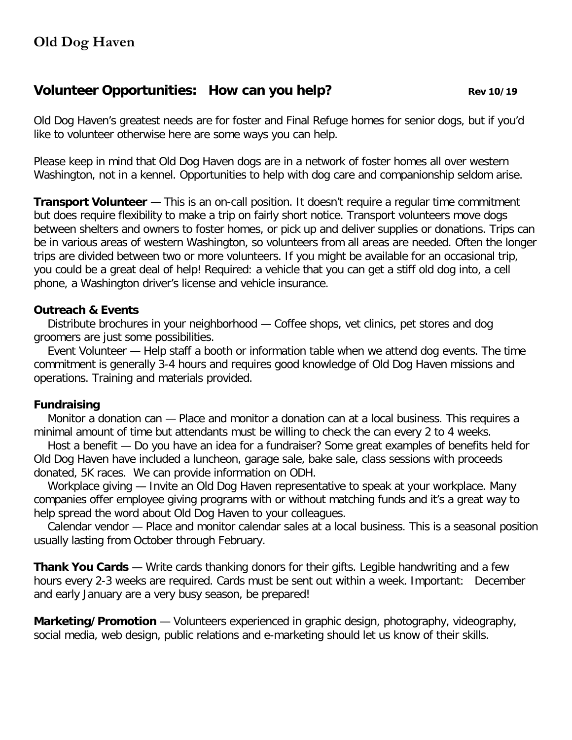# Old Dog Haven

## Volunteer Opportunities: How can you help? **Rev 10/19**

Old Dog Haven's greatest needs are for foster and Final Refuge homes for senior dogs, but if you'd like to volunteer otherwise here are some ways you can help.

Please keep in mind that Old Dog Haven dogs are in a network of foster homes all over western Washington, not in a kennel. Opportunities to help with dog care and companionship seldom arise.

**Transport Volunteer** — This is an on-call position. It doesn't require a regular time commitment but does require flexibility to make a trip on fairly short notice. Transport volunteers move dogs between shelters and owners to foster homes, or pick up and deliver supplies or donations. Trips can be in various areas of western Washington, so volunteers from all areas are needed. Often the longer trips are divided between two or more volunteers. If you might be available for an occasional trip, you could be a great deal of help! Required: a vehicle that you can get a stiff old dog into, a cell phone, a Washington driver's license and vehicle insurance.

**Outreach & Events**

Distribute brochures in your neighborhood — Coffee shops, vet clinics, pet stores and dog groomers are just some possibilities.

Event Volunteer — Help staff a booth or information table when we attend dog events. The time commitment is generally 3-4 hours and requires good knowledge of Old Dog Haven missions and operations. Training and materials provided.

**Fundraising**

Monitor a donation can — Place and monitor a donation can at a local business. This requires a minimal amount of time but attendants must be willing to check the can every 2 to 4 weeks.

Host a benefit — Do you have an idea for a fundraiser? Some great examples of benefits held for Old Dog Haven have included a luncheon, garage sale, bake sale, class sessions with proceeds donated, 5K races. We can provide information on ODH.

Workplace giving — Invite an Old Dog Haven representative to speak at your workplace. Many companies offer employee giving programs with or without matching funds and it's a great way to help spread the word about Old Dog Haven to your colleagues.

Calendar vendor — Place and monitor calendar sales at a local business. This is a seasonal position usually lasting from October through February.

**Thank You Cards** — Write cards thanking donors for their gifts. Legible handwriting and a few hours every 2-3 weeks are required. Cards must be sent out within a week. Important: December and early January are a very busy season, be prepared!

**Marketing/Promotion** — Volunteers experienced in graphic design, photography, videography, social media, web design, public relations and e-marketing should let us know of their skills.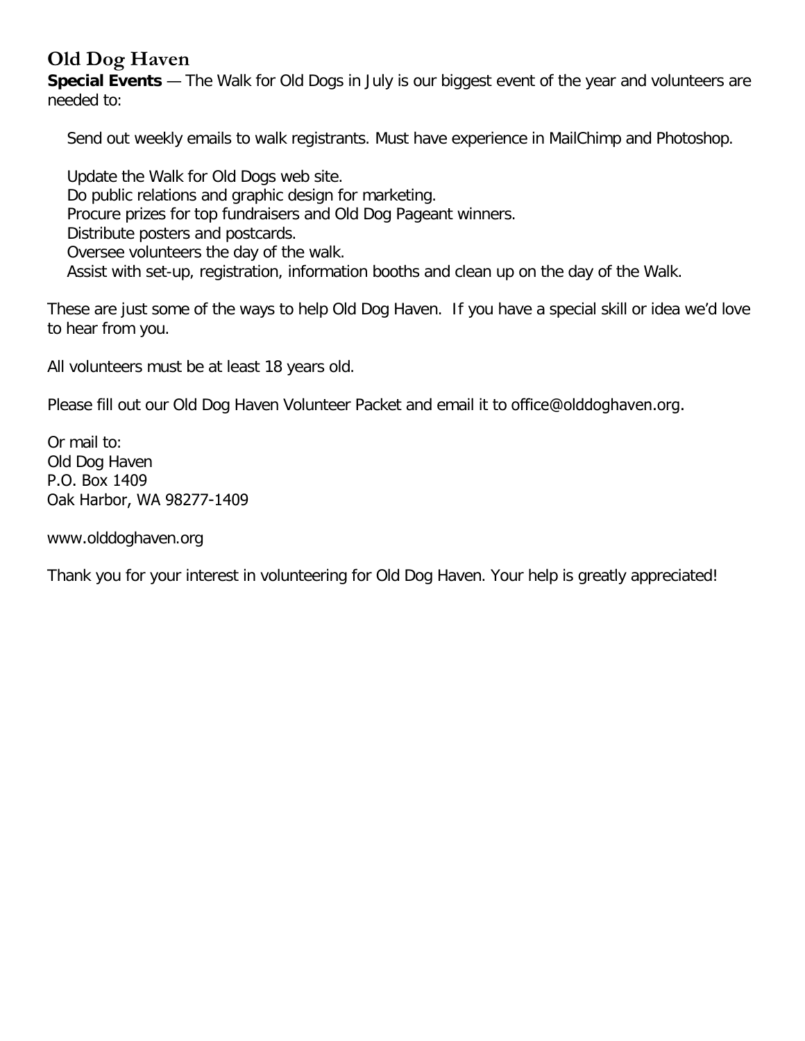## Old Dog Haven

**Special Events** — The Walk for Old Dogs in July is our biggest event of the year and volunteers are needed to:

- Send out weekly emails to walk registrants. Must have experience in MailChimp and Photoshop.
- Update the Walk for Old Dogs web site.
- Do public relations and graphic design for marketing.
- Procure prizes for top fundraisers and Old Dog Pageant winners.
- Distribute posters and postcards.
- Oversee volunteers the day of the walk.
- Assist with set-up, registration, information booths and clean up on the day of the Walk.

These are just some of the ways to help Old Dog Haven. If you have a special skill or idea we'd love to hear from you.

All volunteers must be at least 18 years old.

Please fill out our Old Dog Haven Volunteer Packet and email it to office@olddoghaven.org.

Or mail to:
Old Dog Haven
P.O. Box 1409
Oak Harbor, WA 98277-1409

www.olddoghaven.org

Thank you for your interest in volunteering for Old Dog Haven. Your help is greatly appreciated!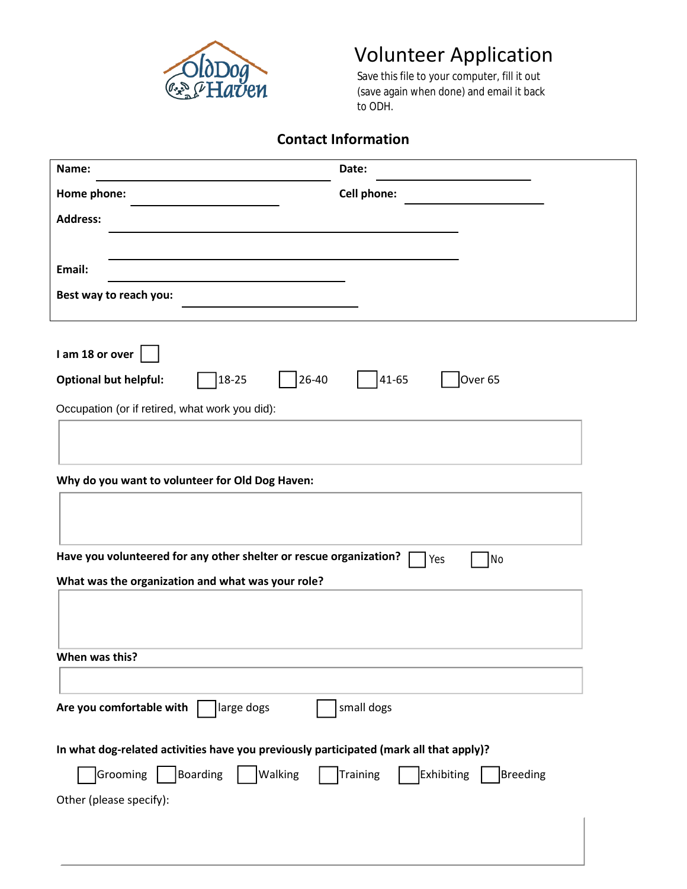# Volunteer Application

Save this file to your computer, fill it out (save again when done) and email it back to ODH.

## Contact Information

**Name:** ______________________ **Date:** ______________________

**Home phone:** ______________________ **Cell phone:** ______________________

**Address:** ______________________________________________

______________________________________________

**Email:** ______________________________

**Best way to reach you:** ______________________

**I am 18 or over** ☐

**Optional but helpful:** ☐ 18-25 ☐ 26-40 ☐ 41-65 ☐ Over 65

Occupation (or if retired, what work you did):

**Why do you want to volunteer for Old Dog Haven:**

**Have you volunteered for any other shelter or rescue organization?** ☐ Yes ☐ No

**What was the organization and what was your role?**

**When was this?**

**Are you comfortable with** ☐ large dogs ☐ small dogs

**In what dog-related activities have you previously participated (mark all that apply)?**

☐ Grooming ☐ Boarding ☐ Walking ☐ Training ☐ Exhibiting ☐ Breeding

Other (please specify):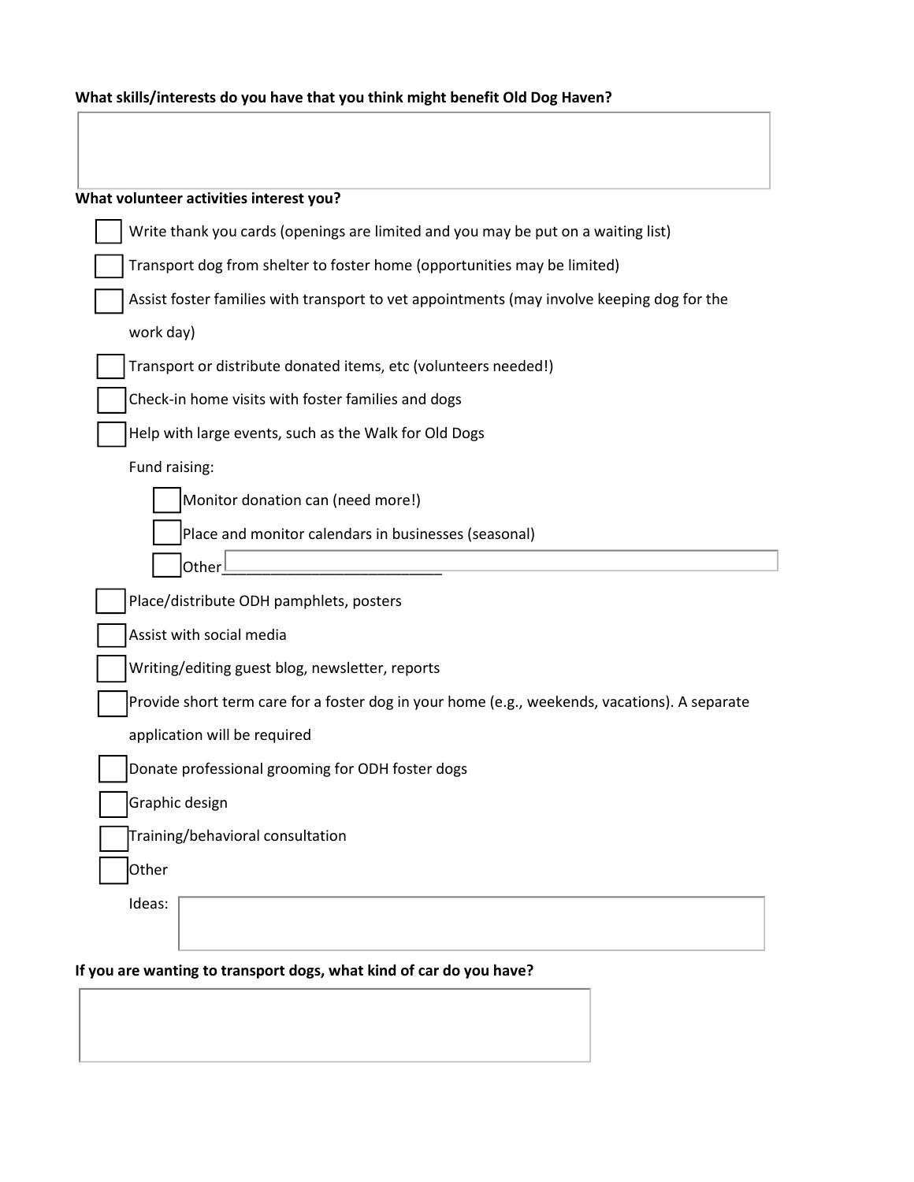**What skills/interests do you have that you think might benefit Old Dog Haven?**

**What volunteer activities interest you?**

- ☐ Write thank you cards (openings are limited and you may be put on a waiting list)
- ☐ Transport dog from shelter to foster home (opportunities may be limited)
- ☐ Assist foster families with transport to vet appointments (may involve keeping dog for the work day)
- ☐ Transport or distribute donated items, etc (volunteers needed!)
- ☐ Check-in home visits with foster families and dogs
- ☐ Help with large events, such as the Walk for Old Dogs

  Fund raising:

  - ☐ Monitor donation can (need more!)
  - ☐ Place and monitor calendars in businesses (seasonal)
  - ☐ Other___________________________
- ☐ Place/distribute ODH pamphlets, posters
- ☐ Assist with social media
- ☐ Writing/editing guest blog, newsletter, reports
- ☐ Provide short term care for a foster dog in your home (e.g., weekends, vacations). A separate application will be required
- ☐ Donate professional grooming for ODH foster dogs
- ☐ Graphic design
- ☐ Training/behavioral consultation
- ☐ Other

  Ideas:

**If you are wanting to transport dogs, what kind of car do you have?**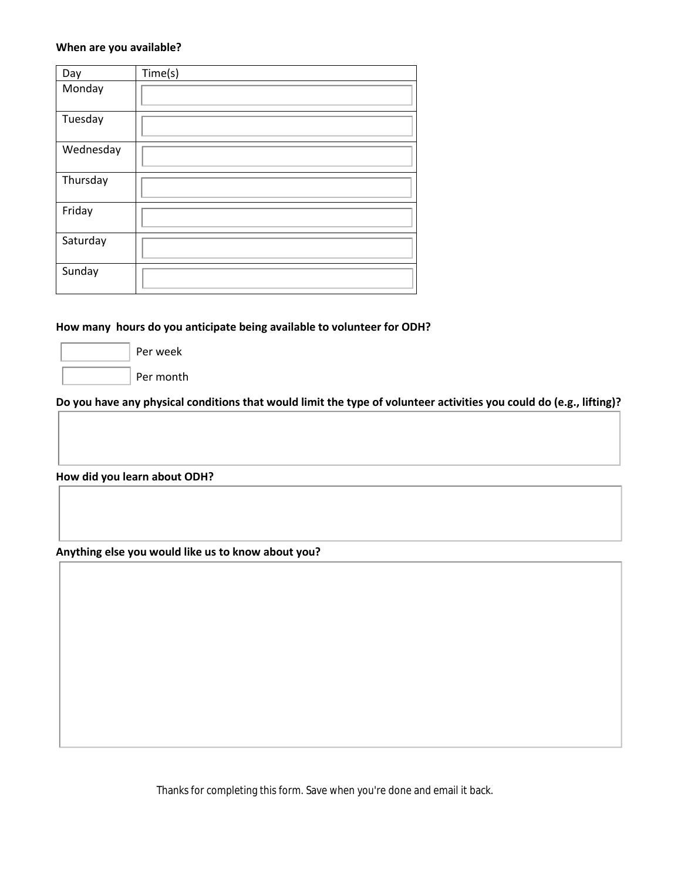**When are you available?**

| Day | Time(s) |
| --- | --- |
| Monday | |
| Tuesday | |
| Wednesday | |
| Thursday | |
| Friday | |
| Saturday | |
| Sunday | |

**How many hours do you anticipate being available to volunteer for ODH?**

[ ] Per week

[ ] Per month

**Do you have any physical conditions that would limit the type of volunteer activities you could do (e.g., lifting)?**

**How did you learn about ODH?**

**Anything else you would like us to know about you?**

Thanks for completing this form. Save when you're done and email it back.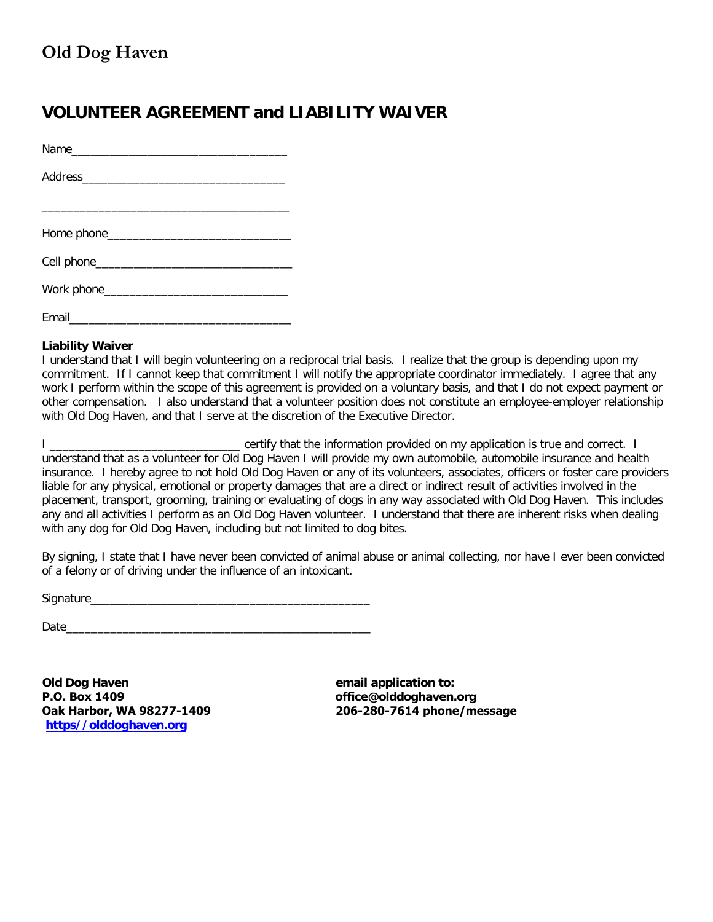# Old Dog Haven

## VOLUNTEER AGREEMENT and LIABILITY WAIVER

Name________________________________

Address_______________________________

_____________________________________

Home phone____________________________

Cell phone______________________________

Work phone____________________________

Email__________________________________

**Liability Waiver**

I understand that I will begin volunteering on a reciprocal trial basis. I realize that the group is depending upon my commitment. If I cannot keep that commitment I will notify the appropriate coordinator immediately. I agree that any work I perform within the scope of this agreement is provided on a voluntary basis, and that I do not expect payment or other compensation. I also understand that a volunteer position does not constitute an employee-employer relationship with Old Dog Haven, and that I serve at the discretion of the Executive Director.

I _____________________________ certify that the information provided on my application is true and correct. I understand that as a volunteer for Old Dog Haven I will provide my own automobile, automobile insurance and health insurance. I hereby agree to not hold Old Dog Haven or any of its volunteers, associates, officers or foster care providers liable for any physical, emotional or property damages that are a direct or indirect result of activities involved in the placement, transport, grooming, training or evaluating of dogs in any way associated with Old Dog Haven. This includes any and all activities I perform as an Old Dog Haven volunteer. I understand that there are inherent risks when dealing with any dog for Old Dog Haven, including but not limited to dog bites.

By signing, I state that I have never been convicted of animal abuse or animal collecting, nor have I ever been convicted of a felony or of driving under the influence of an intoxicant.

Signature____________________________________________

Date_______________________________________________

**Old Dog Haven**
**P.O. Box 1409**
**Oak Harbor, WA 98277-1409**
**https//olddoghaven.org**

**email application to:**
**office@olddoghaven.org**
**206-280-7614 phone/message**